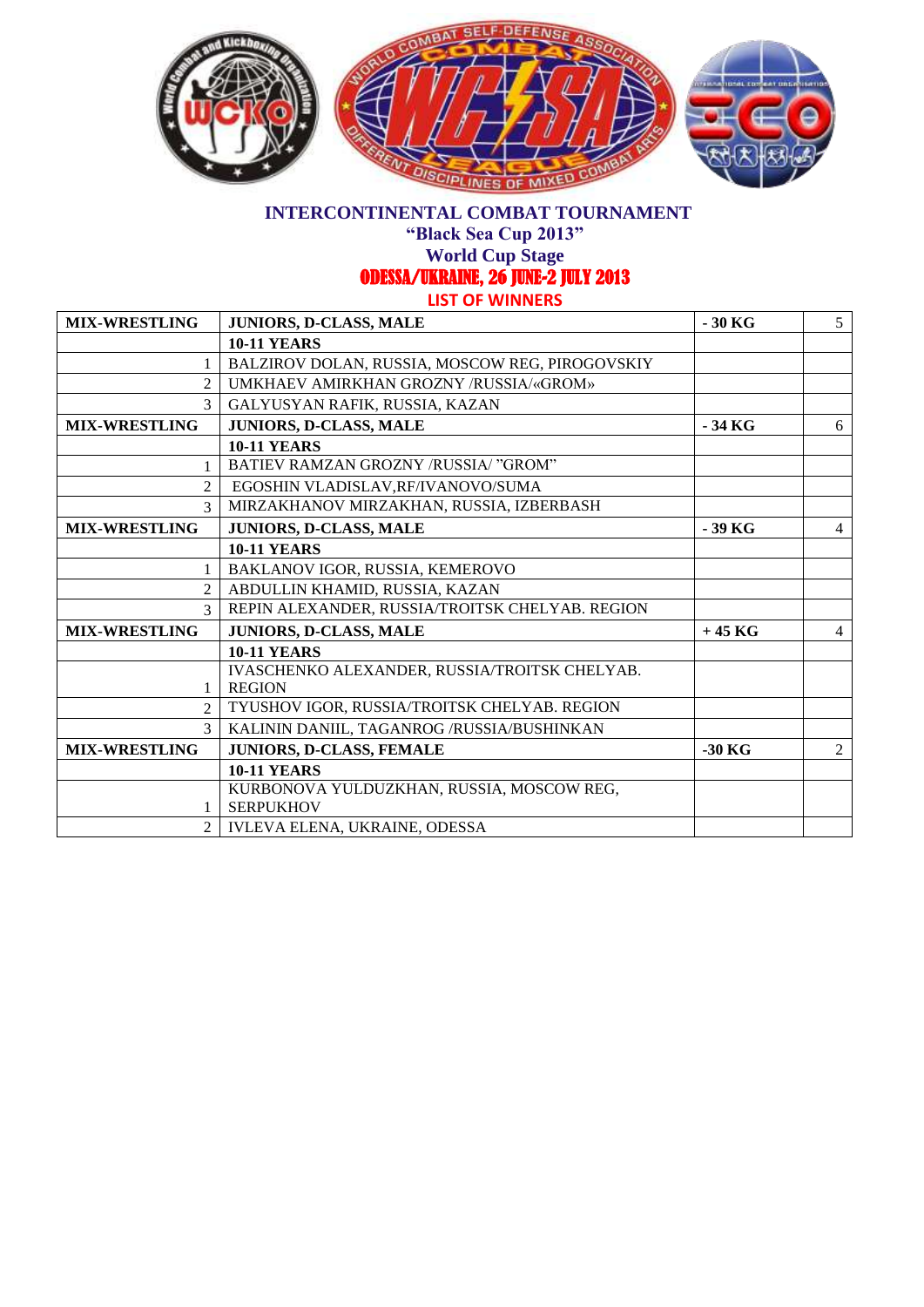# INTERCONTINENTAL COMBAT TOURNAMENT

## "Black Sea Cup 2013"

## World Cup Stage

## ODESSA/UKRAINE, 26 JUNE-2 JULY 2013

### LIST OF WINNERS

| MIX-WRESTLING | JUNIORS, D-CLASS, MALE | - 30 KG | 5 |
|---|---|---|---|
| | **10-11 YEARS** | | |
| 1 | BALZIROV DOLAN, RUSSIA, MOSCOW REG, PIROGOVSKIY | | |
| 2 | UMKHAEV AMIRKHAN GROZNY /RUSSIA/«GROM» | | |
| 3 | GALYUSYAN RAFIK, RUSSIA, KAZAN | | |
| **MIX-WRESTLING** | **JUNIORS, D-CLASS, MALE** | **- 34 KG** | 6 |
| | **10-11 YEARS** | | |
| 1 | BATIEV RAMZAN GROZNY /RUSSIA/ "GROM" | | |
| 2 | EGOSHIN VLADISLAV,RF/IVANOVO/SUMA | | |
| 3 | MIRZAKHANOV MIRZAKHAN, RUSSIA, IZBERBASH | | |
| **MIX-WRESTLING** | **JUNIORS, D-CLASS, MALE** | **- 39 KG** | 4 |
| | **10-11 YEARS** | | |
| 1 | BAKLANOV IGOR, RUSSIA, KEMEROVO | | |
| 2 | ABDULLIN KHAMID, RUSSIA, KAZAN | | |
| 3 | REPIN ALEXANDER, RUSSIA/TROITSK CHELYAB. REGION | | |
| **MIX-WRESTLING** | **JUNIORS, D-CLASS, MALE** | **+ 45 KG** | 4 |
| | **10-11 YEARS** | | |
| 1 | IVASCHENKO ALEXANDER, RUSSIA/TROITSK CHELYAB. REGION | | |
| 2 | TYUSHOV IGOR, RUSSIA/TROITSK CHELYAB. REGION | | |
| 3 | KALININ DANIIL, TAGANROG /RUSSIA/BUSHINKAN | | |
| **MIX-WRESTLING** | **JUNIORS, D-CLASS, FEMALE** | **-30 KG** | 2 |
| | **10-11 YEARS** | | |
| 1 | KURBONOVA YULDUZKHAN, RUSSIA, MOSCOW REG, SERPUKHOV | | |
| 2 | IVLEVA ELENA, UKRAINE, ODESSA | | |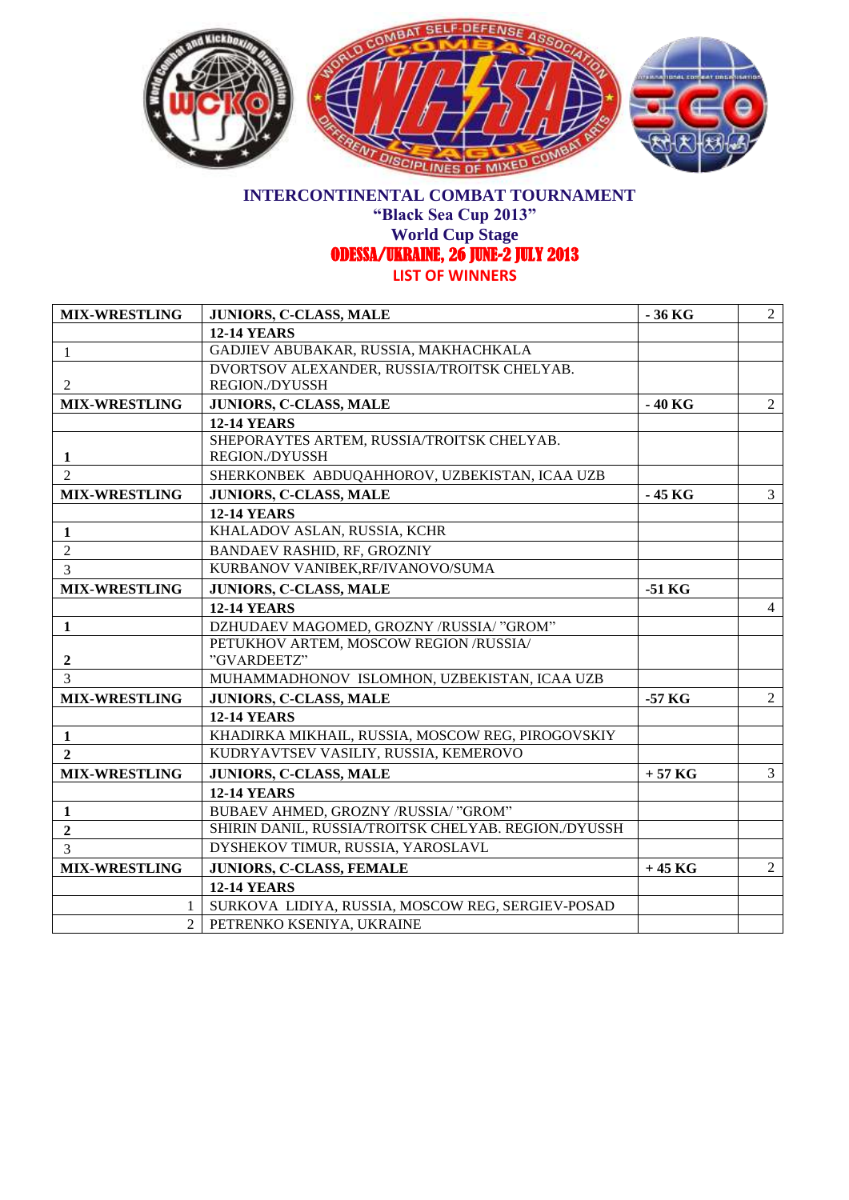**INTERCONTINENTAL COMBAT TOURNAMENT**
**"Black Sea Cup 2013"**
**World Cup Stage**
**ODESSA/UKRAINE, 26 JUNE-2 JULY 2013**
**LIST OF WINNERS**

| MIX-WRESTLING | JUNIORS, C-CLASS, MALE | - 36 KG | 2 |
|---|---|---|---|
| | **12-14 YEARS** | | |
| 1 | GADJIEV ABUBAKAR, RUSSIA, MAKHACHKALA | | |
| 2 | DVORTSOV ALEXANDER, RUSSIA/TROITSK CHELYAB. REGION./DYUSSH | | |
| **MIX-WRESTLING** | **JUNIORS, C-CLASS, MALE** | **- 40 KG** | 2 |
| | **12-14 YEARS** | | |
| **1** | SHEPORAYTES ARTEM, RUSSIA/TROITSK CHELYAB. REGION./DYUSSH | | |
| 2 | SHERKONBEK ABDUQAHHOROV, UZBEKISTAN, ICAA UZB | | |
| **MIX-WRESTLING** | **JUNIORS, C-CLASS, MALE** | **- 45 KG** | 3 |
| | **12-14 YEARS** | | |
| **1** | KHALADOV ASLAN, RUSSIA, KCHR | | |
| 2 | BANDAEV RASHID, RF, GROZNIY | | |
| 3 | KURBANOV VANIBEK,RF/IVANOVO/SUMA | | |
| **MIX-WRESTLING** | **JUNIORS, C-CLASS, MALE** | **-51 KG** | |
| | **12-14 YEARS** | | 4 |
| **1** | DZHUDAEV MAGOMED, GROZNY /RUSSIA/ "GROM" | | |
| **2** | PETUKHOV ARTEM, MOSCOW REGION /RUSSIA/ "GVARDEETZ" | | |
| 3 | MUHAMMADHONOV ISLOMHON, UZBEKISTAN, ICAA UZB | | |
| **MIX-WRESTLING** | **JUNIORS, C-CLASS, MALE** | **-57 KG** | 2 |
| | **12-14 YEARS** | | |
| **1** | KHADIRKA MIKHAIL, RUSSIA, MOSCOW REG, PIROGOVSKIY | | |
| **2** | KUDRYAVTSEV VASILIY, RUSSIA, KEMEROVO | | |
| **MIX-WRESTLING** | **JUNIORS, C-CLASS, MALE** | **+ 57 KG** | 3 |
| | **12-14 YEARS** | | |
| **1** | BUBAEV AHMED, GROZNY /RUSSIA/ "GROM" | | |
| **2** | SHIRIN DANIL, RUSSIA/TROITSK CHELYAB. REGION./DYUSSH | | |
| 3 | DYSHEKOV TIMUR, RUSSIA, YAROSLAVL | | |
| **MIX-WRESTLING** | **JUNIORS, C-CLASS, FEMALE** | **+ 45 KG** | 2 |
| | **12-14 YEARS** | | |
| 1 | SURKOVA LIDIYA, RUSSIA, MOSCOW REG, SERGIEV-POSAD | | |
| 2 | PETRENKO KSENIYA, UKRAINE | | |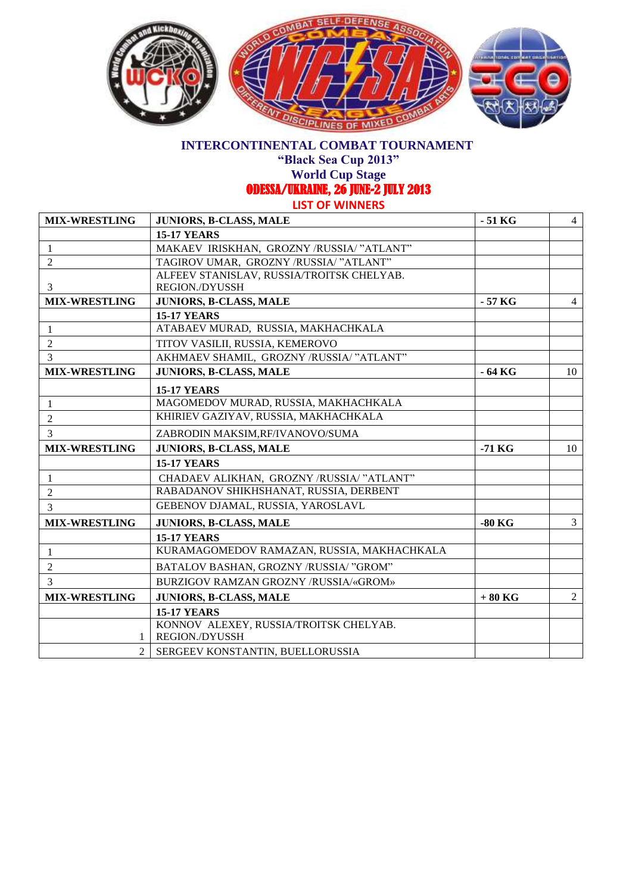**INTERCONTINENTAL COMBAT TOURNAMENT**
**"Black Sea Cup 2013"**
**World Cup Stage**
**ODESSA/UKRAINE, 26 JUNE-2 JULY 2013**
**LIST OF WINNERS**

| MIX-WRESTLING | JUNIORS, B-CLASS, MALE | - 51 KG | 4 |
|---|---|---|---|
| | **15-17 YEARS** | | |
| 1 | MAKAEV IRISKHAN, GROZNY /RUSSIA/ "ATLANT" | | |
| 2 | TAGIROV UMAR, GROZNY /RUSSIA/ "ATLANT" | | |
| 3 | ALFEEV STANISLAV, RUSSIA/TROITSK CHELYAB. REGION./DYUSSH | | |
| **MIX-WRESTLING** | **JUNIORS, B-CLASS, MALE** | **- 57 KG** | 4 |
| | **15-17 YEARS** | | |
| 1 | ATABAEV MURAD, RUSSIA, MAKHACHKALA | | |
| 2 | TITOV VASILII, RUSSIA, KEMEROVO | | |
| 3 | AKHMAEV SHAMIL, GROZNY /RUSSIA/ "ATLANT" | | |
| **MIX-WRESTLING** | **JUNIORS, B-CLASS, MALE** | **- 64 KG** | 10 |
| | **15-17 YEARS** | | |
| 1 | MAGOMEDOV MURAD, RUSSIA, MAKHACHKALA | | |
| 2 | KHIRIEV GAZIYAV, RUSSIA, MAKHACHKALA | | |
| 3 | ZABRODIN MAKSIM,RF/IVANOVO/SUMA | | |
| **MIX-WRESTLING** | **JUNIORS, B-CLASS, MALE** | **-71 KG** | 10 |
| | **15-17 YEARS** | | |
| 1 | CHADAEV ALIKHAN, GROZNY /RUSSIA/ "ATLANT" | | |
| 2 | RABADANOV SHIKHSHANAT, RUSSIA, DERBENT | | |
| 3 | GEBENOV DJAMAL, RUSSIA, YAROSLAVL | | |
| **MIX-WRESTLING** | **JUNIORS, B-CLASS, MALE** | **-80 KG** | 3 |
| | **15-17 YEARS** | | |
| 1 | KURAMAGOMEDOV RAMAZAN, RUSSIA, MAKHACHKALA | | |
| 2 | BATALOV BASHAN, GROZNY /RUSSIA/ "GROM" | | |
| 3 | BURZIGOV RAMZAN GROZNY /RUSSIA/«GROM» | | |
| **MIX-WRESTLING** | **JUNIORS, B-CLASS, MALE** | **+ 80 KG** | 2 |
| | **15-17 YEARS** | | |
| 1 | KONNOV ALEXEY, RUSSIA/TROITSK CHELYAB. REGION./DYUSSH | | |
| 2 | SERGEEV KONSTANTIN, BUELLORUSSIA | | |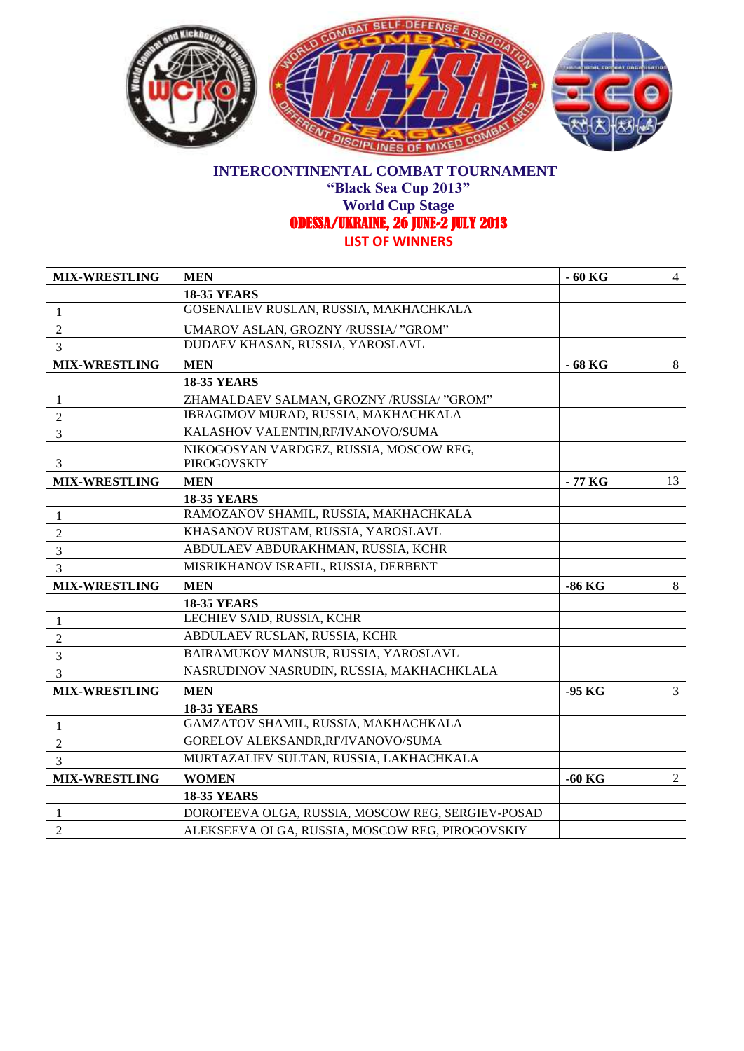**INTERCONTINENTAL COMBAT TOURNAMENT**
**"Black Sea Cup 2013"**
**World Cup Stage**
**ODESSA/UKRAINE, 26 JUNE-2 JULY 2013**
**LIST OF WINNERS**

| | | | |
|---|---|---|---|
| **MIX-WRESTLING** | **MEN** | **- 60 KG** | 4 |
| | **18-35 YEARS** | | |
| 1 | GOSENALIEV RUSLAN, RUSSIA, MAKHACHKALA | | |
| 2 | UMAROV ASLAN, GROZNY /RUSSIA/ "GROM" | | |
| 3 | DUDAEV KHASAN, RUSSIA, YAROSLAVL | | |
| **MIX-WRESTLING** | **MEN** | **- 68 KG** | 8 |
| | **18-35 YEARS** | | |
| 1 | ZHAMALDAEV SALMAN, GROZNY /RUSSIA/ "GROM" | | |
| 2 | IBRAGIMOV MURAD, RUSSIA, MAKHACHKALA | | |
| 3 | KALASHOV VALENTIN,RF/IVANOVO/SUMA | | |
| 3 | NIKOGOSYAN VARDGEZ, RUSSIA, MOSCOW REG, PIROGOVSKIY | | |
| **MIX-WRESTLING** | **MEN** | **- 77 KG** | 13 |
| | **18-35 YEARS** | | |
| 1 | RAMOZANOV SHAMIL, RUSSIA, MAKHACHKALA | | |
| 2 | KHASANOV RUSTAM, RUSSIA, YAROSLAVL | | |
| 3 | ABDULAEV ABDURAKHMAN, RUSSIA, KCHR | | |
| 3 | MISRIKHANOV ISRAFIL, RUSSIA, DERBENT | | |
| **MIX-WRESTLING** | **MEN** | **-86 KG** | 8 |
| | **18-35 YEARS** | | |
| 1 | LECHIEV SAID, RUSSIA, KCHR | | |
| 2 | ABDULAEV RUSLAN, RUSSIA, KCHR | | |
| 3 | BAIRAMUKOV MANSUR, RUSSIA, YAROSLAVL | | |
| 3 | NASRUDINOV NASRUDIN, RUSSIA, MAKHACHKLALA | | |
| **MIX-WRESTLING** | **MEN** | **-95 KG** | 3 |
| | **18-35 YEARS** | | |
| 1 | GAMZATOV SHAMIL, RUSSIA, MAKHACHKALA | | |
| 2 | GORELOV ALEKSANDR,RF/IVANOVO/SUMA | | |
| 3 | MURTAZALIEV SULTAN, RUSSIA, LAKHACHKALA | | |
| **MIX-WRESTLING** | **WOMEN** | **-60 KG** | 2 |
| | **18-35 YEARS** | | |
| 1 | DOROFEEVA OLGA, RUSSIA, MOSCOW REG, SERGIEV-POSAD | | |
| 2 | ALEKSEEVA OLGA, RUSSIA, MOSCOW REG, PIROGOVSKIY | | |